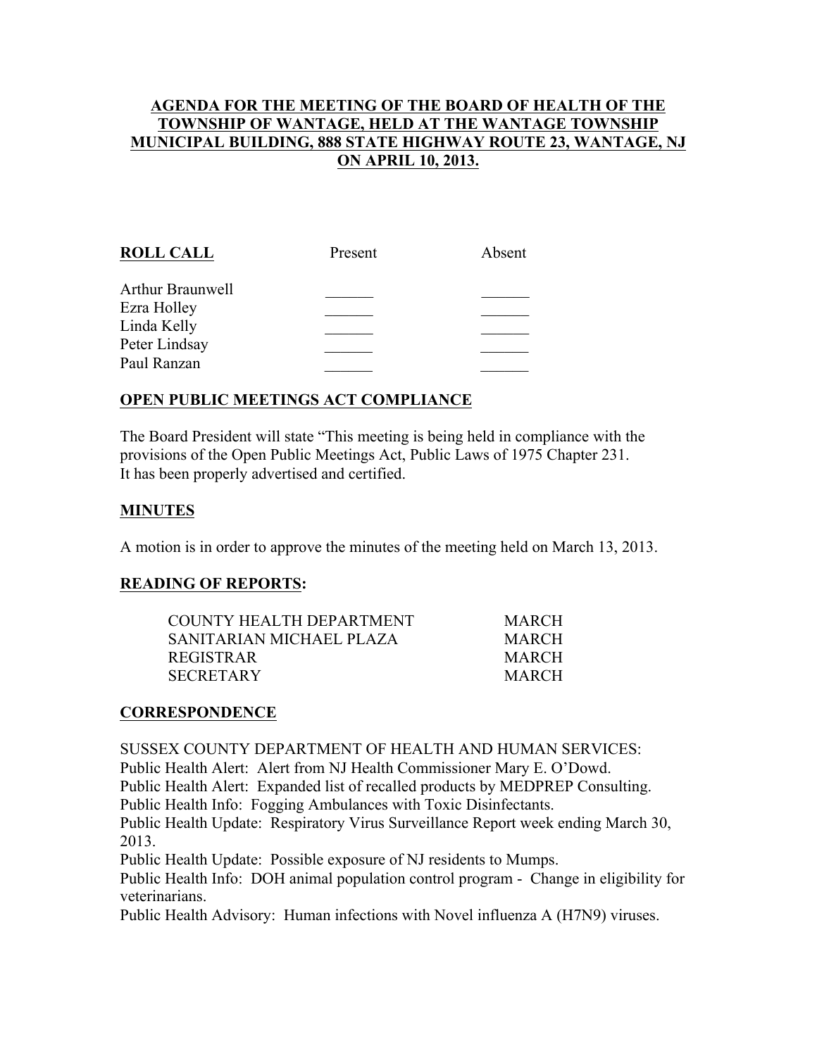# AGENDA FOR THE MEETING OF THE BOARD OF HEALTH OF THE TOWNSHIP OF WANTAGE, HELD AT THE WANTAGE TOWNSHIP MUNICIPAL BUILDING, 888 STATE HIGHWAY ROUTE 23, WANTAGE, NJ ON APRIL 10, 2013.

| ROLL CALL | Present | Absent |
|---|---|---|
| Arthur Braunwell | ______ | ______ |
| Ezra Holley | ______ | ______ |
| Linda Kelly | ______ | ______ |
| Peter Lindsay | ______ | ______ |
| Paul Ranzan | ______ | ______ |

## OPEN PUBLIC MEETINGS ACT COMPLIANCE

The Board President will state "This meeting is being held in compliance with the provisions of the Open Public Meetings Act, Public Laws of 1975 Chapter 231. It has been properly advertised and certified.

## MINUTES

A motion is in order to approve the minutes of the meeting held on March 13, 2013.

## READING OF REPORTS:

| | |
|---|---|
| COUNTY HEALTH DEPARTMENT | MARCH |
| SANITARIAN MICHAEL PLAZA | MARCH |
| REGISTRAR | MARCH |
| SECRETARY | MARCH |

## CORRESPONDENCE

SUSSEX COUNTY DEPARTMENT OF HEALTH AND HUMAN SERVICES:
Public Health Alert: Alert from NJ Health Commissioner Mary E. O'Dowd.
Public Health Alert: Expanded list of recalled products by MEDPREP Consulting.
Public Health Info: Fogging Ambulances with Toxic Disinfectants.
Public Health Update: Respiratory Virus Surveillance Report week ending March 30, 2013.
Public Health Update: Possible exposure of NJ residents to Mumps.
Public Health Info: DOH animal population control program - Change in eligibility for veterinarians.
Public Health Advisory: Human infections with Novel influenza A (H7N9) viruses.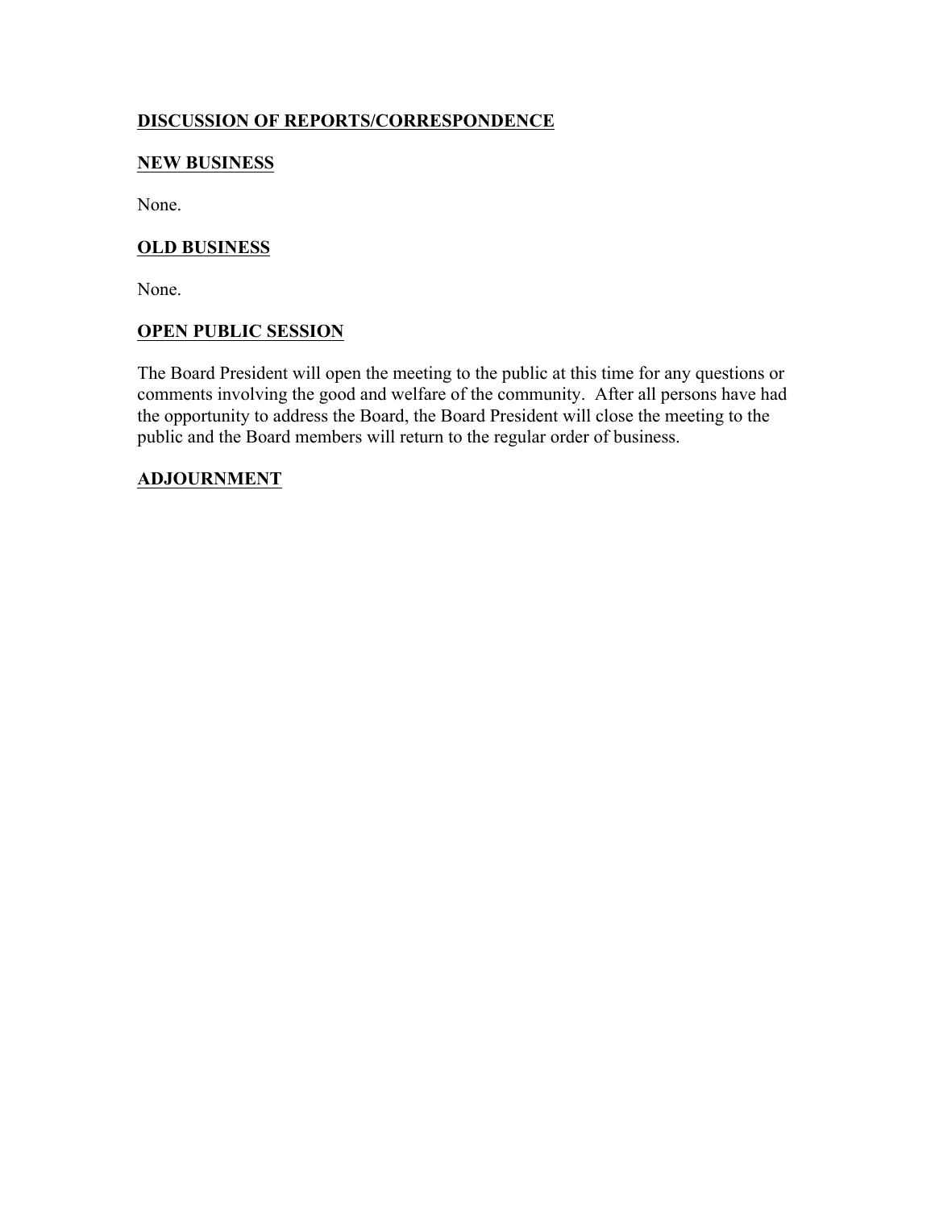## DISCUSSION OF REPORTS/CORRESPONDENCE

## NEW BUSINESS

None.

## OLD BUSINESS

None.

## OPEN PUBLIC SESSION

The Board President will open the meeting to the public at this time for any questions or comments involving the good and welfare of the community. After all persons have had the opportunity to address the Board, the Board President will close the meeting to the public and the Board members will return to the regular order of business.

## ADJOURNMENT